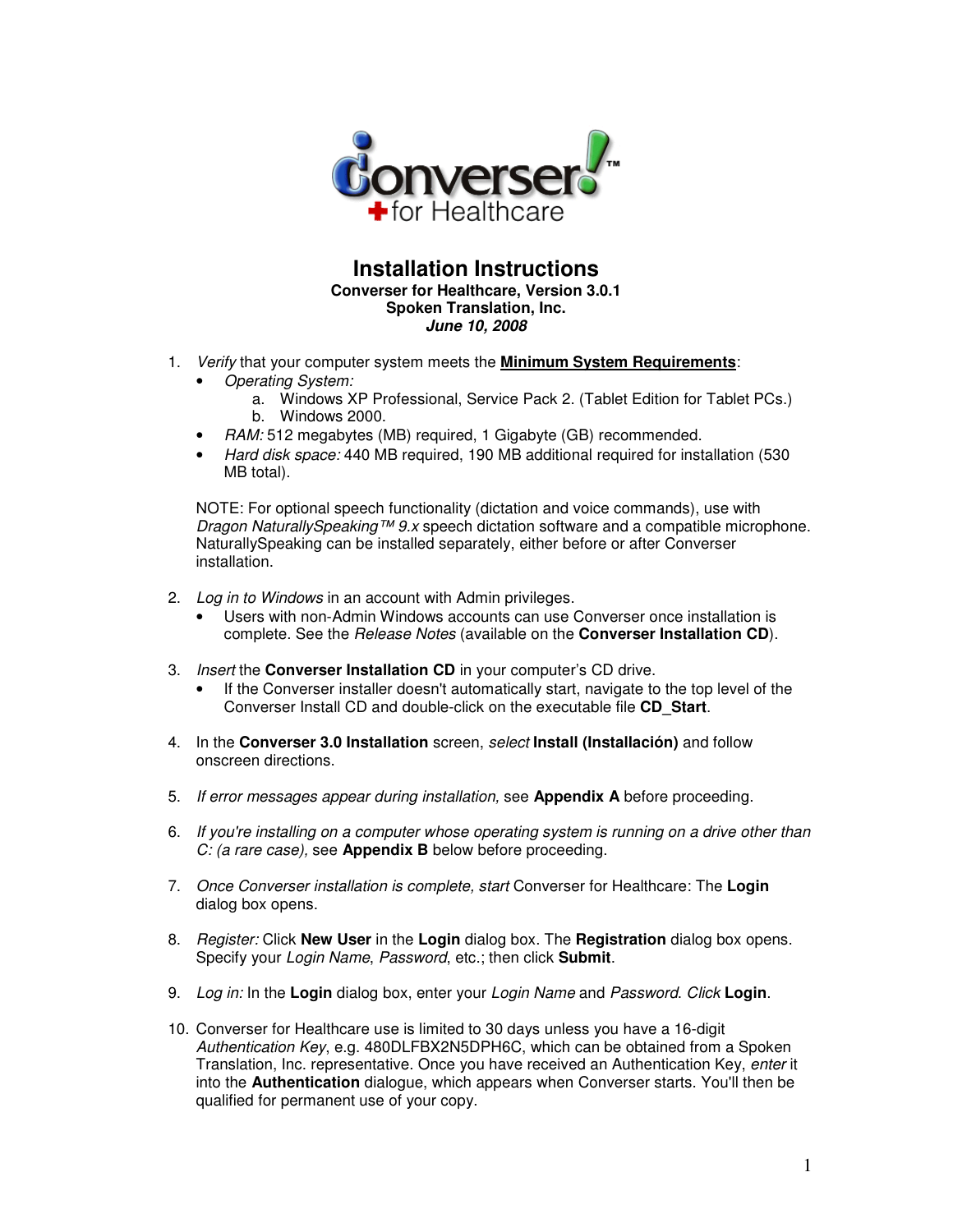Conversers! for Healthcare

# Installation Instructions

**Converser for Healthcare, Version 3.0.1**
**Spoken Translation, Inc.**
***June 10, 2008***

1. *Verify* that your computer system meets the **Minimum System Requirements**:
   - *Operating System:*
     a. Windows XP Professional, Service Pack 2. (Tablet Edition for Tablet PCs.)
     b. Windows 2000.
   - *RAM:* 512 megabytes (MB) required, 1 Gigabyte (GB) recommended.
   - *Hard disk space:* 440 MB required, 190 MB additional required for installation (530 MB total).

   NOTE: For optional speech functionality (dictation and voice commands), use with *Dragon NaturallySpeaking™ 9.x* speech dictation software and a compatible microphone. NaturallySpeaking can be installed separately, either before or after Converser installation.

2. *Log in to Windows* in an account with Admin privileges.
   - Users with non-Admin Windows accounts can use Converser once installation is complete. See the *Release Notes* (available on the **Converser Installation CD**).

3. *Insert* the **Converser Installation CD** in your computer's CD drive.
   - If the Converser installer doesn't automatically start, navigate to the top level of the Converser Install CD and double-click on the executable file **CD_Start**.

4. In the **Converser 3.0 Installation** screen, *select* **Install (Installación)** and follow onscreen directions.

5. *If error messages appear during installation,* see **Appendix A** before proceeding.

6. *If you're installing on a computer whose operating system is running on a drive other than C: (a rare case),* see **Appendix B** below before proceeding.

7. *Once Converser installation is complete, start* Converser for Healthcare: The **Login** dialog box opens.

8. *Register:* Click **New User** in the **Login** dialog box. The **Registration** dialog box opens. Specify your *Login Name*, *Password*, etc.; then click **Submit**.

9. *Log in:* In the **Login** dialog box, enter your *Login Name* and *Password*. *Click* **Login**.

10. Converser for Healthcare use is limited to 30 days unless you have a 16-digit *Authentication Key*, e.g. 480DLFBX2N5DPH6C, which can be obtained from a Spoken Translation, Inc. representative. Once you have received an Authentication Key, *enter* it into the **Authentication** dialogue, which appears when Converser starts. You'll then be qualified for permanent use of your copy.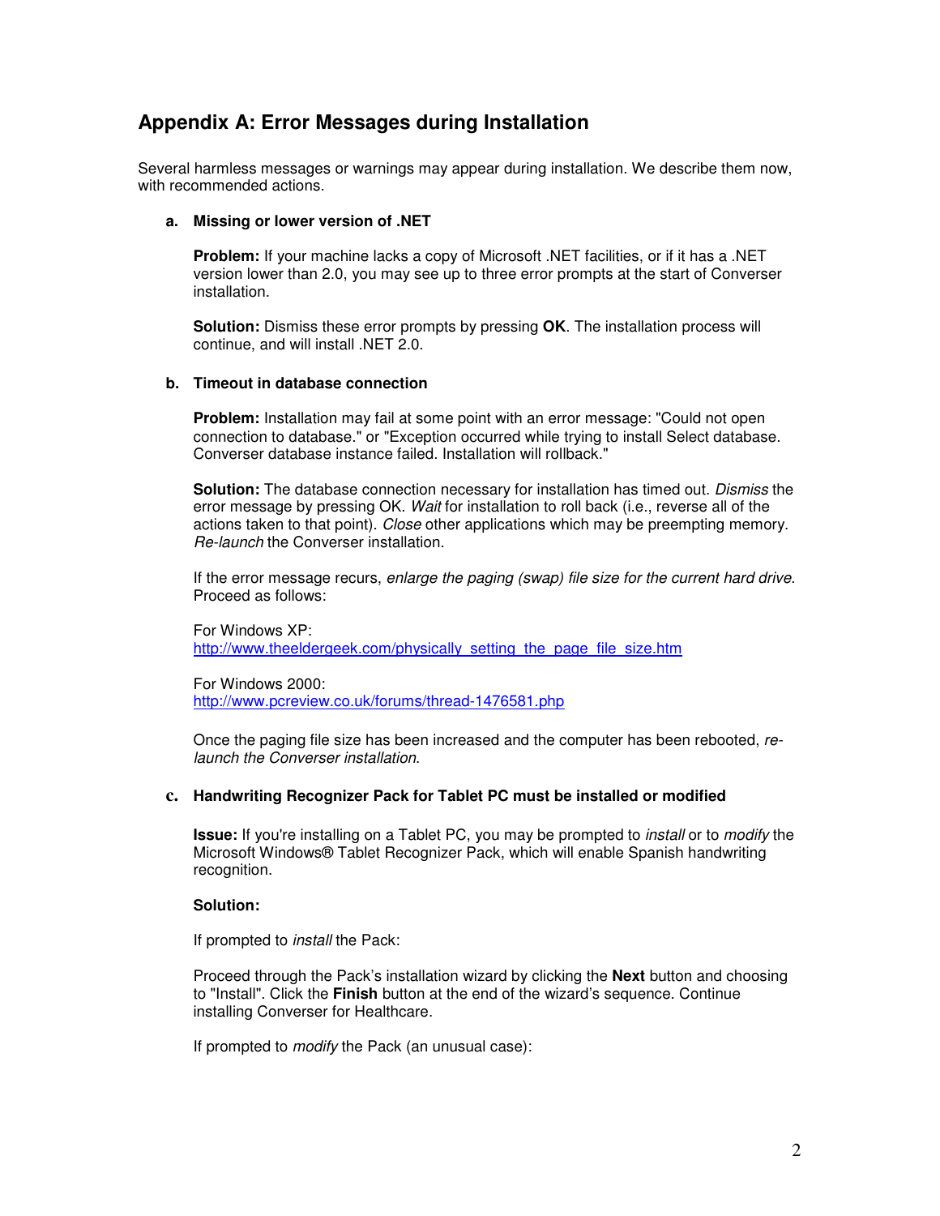## Appendix A: Error Messages during Installation

Several harmless messages or warnings may appear during installation. We describe them now, with recommended actions.

**a. Missing or lower version of .NET**

**Problem:** If your machine lacks a copy of Microsoft .NET facilities, or if it has a .NET version lower than 2.0, you may see up to three error prompts at the start of Converser installation.

**Solution:** Dismiss these error prompts by pressing **OK**. The installation process will continue, and will install .NET 2.0.

**b. Timeout in database connection**

**Problem:** Installation may fail at some point with an error message: "Could not open connection to database." or "Exception occurred while trying to install Select database. Converser database instance failed. Installation will rollback."

**Solution:** The database connection necessary for installation has timed out. *Dismiss* the error message by pressing OK. *Wait* for installation to roll back (i.e., reverse all of the actions taken to that point). *Close* other applications which may be preempting memory. *Re-launch* the Converser installation.

If the error message recurs, *enlarge the paging (swap) file size for the current hard drive*. Proceed as follows:

For Windows XP:
http://www.theeldergeek.com/physically_setting_the_page_file_size.htm

For Windows 2000:
http://www.pcreview.co.uk/forums/thread-1476581.php

Once the paging file size has been increased and the computer has been rebooted, *re-launch the Converser installation*.

**c. Handwriting Recognizer Pack for Tablet PC must be installed or modified**

**Issue:** If you're installing on a Tablet PC, you may be prompted to *install* or to *modify* the Microsoft Windows® Tablet Recognizer Pack, which will enable Spanish handwriting recognition.

**Solution:**

If prompted to *install* the Pack:

Proceed through the Pack's installation wizard by clicking the **Next** button and choosing to "Install". Click the **Finish** button at the end of the wizard's sequence. Continue installing Converser for Healthcare.

If prompted to *modify* the Pack (an unusual case):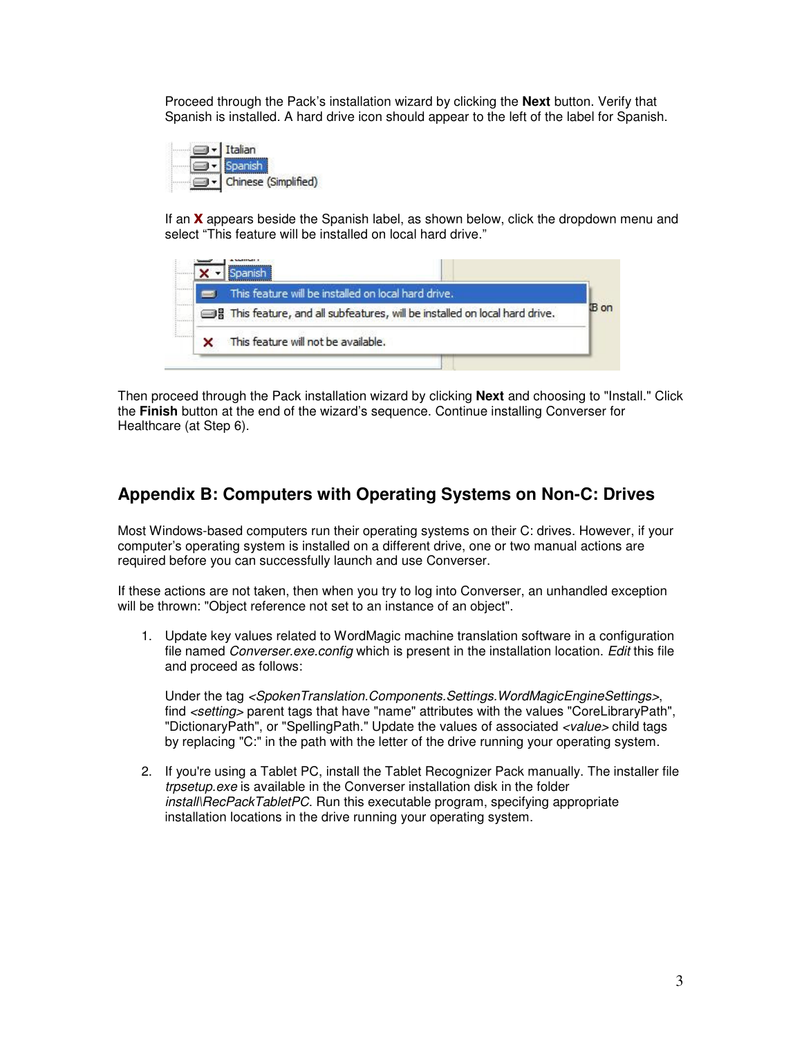Proceed through the Pack's installation wizard by clicking the **Next** button. Verify that Spanish is installed. A hard drive icon should appear to the left of the label for Spanish.

If an **X** appears beside the Spanish label, as shown below, click the dropdown menu and select "This feature will be installed on local hard drive."

Then proceed through the Pack installation wizard by clicking **Next** and choosing to "Install." Click the **Finish** button at the end of the wizard's sequence. Continue installing Converser for Healthcare (at Step 6).

## Appendix B: Computers with Operating Systems on Non-C: Drives

Most Windows-based computers run their operating systems on their C: drives. However, if your computer's operating system is installed on a different drive, one or two manual actions are required before you can successfully launch and use Converser.

If these actions are not taken, then when you try to log into Converser, an unhandled exception will be thrown: "Object reference not set to an instance of an object".

1. Update key values related to WordMagic machine translation software in a configuration file named *Converser.exe.config* which is present in the installation location. *Edit* this file and proceed as follows:

   Under the tag *<SpokenTranslation.Components.Settings.WordMagicEngineSettings>*, find *<setting>* parent tags that have "name" attributes with the values "CoreLibraryPath", "DictionaryPath", or "SpellingPath." Update the values of associated *<value>* child tags by replacing "C:" in the path with the letter of the drive running your operating system.

2. If you're using a Tablet PC, install the Tablet Recognizer Pack manually. The installer file *trpsetup.exe* is available in the Converser installation disk in the folder *install\RecPackTabletPC*. Run this executable program, specifying appropriate installation locations in the drive running your operating system.